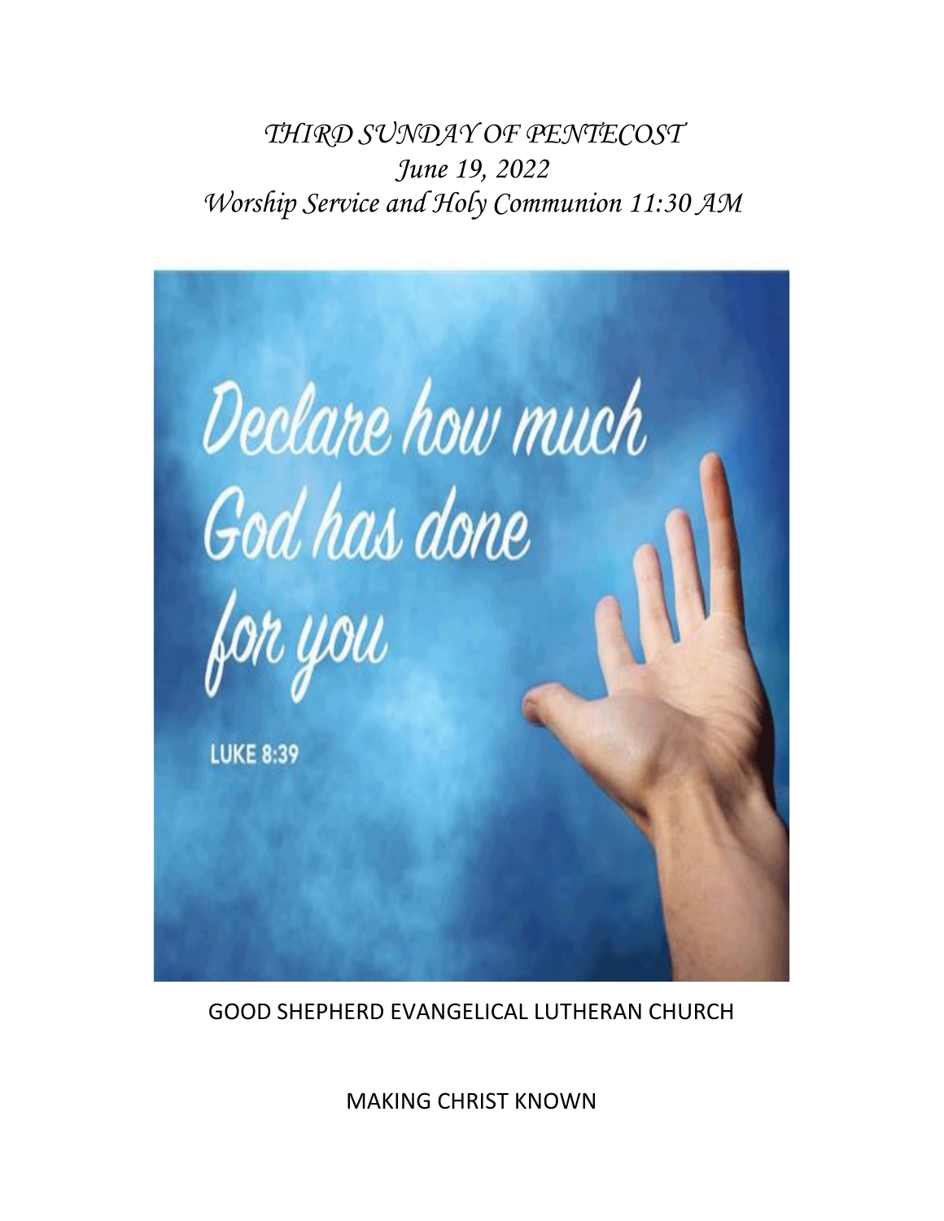*THIRD SUNDAY OF PENTECOST*
*June 19, 2022*
*Worship Service and Holy Communion 11:30 AM*

Declare how much God has done for you

LUKE 8:39

GOOD SHEPHERD EVANGELICAL LUTHERAN CHURCH

MAKING CHRIST KNOWN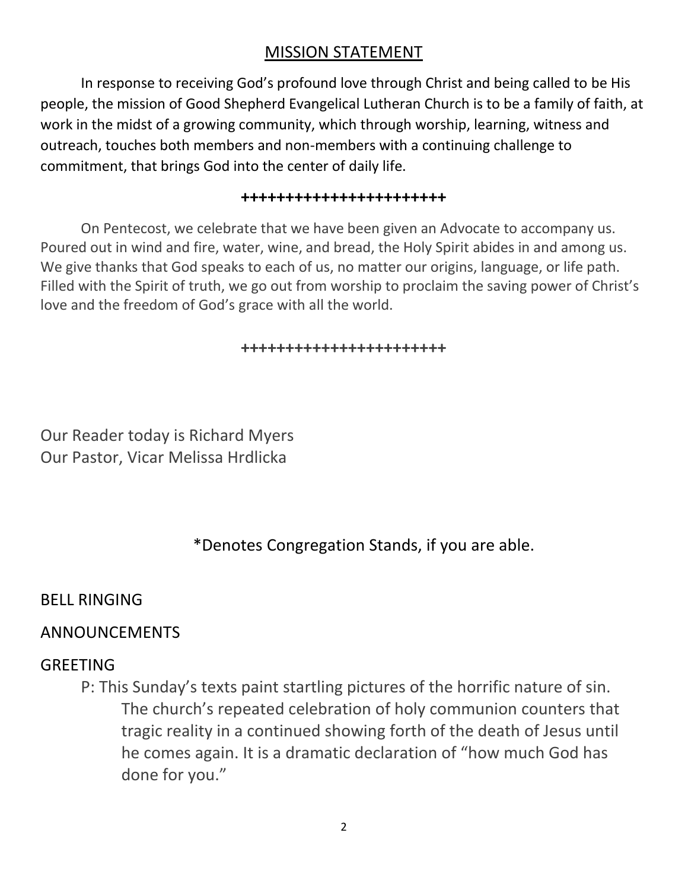## MISSION STATEMENT

In response to receiving God's profound love through Christ and being called to be His people, the mission of Good Shepherd Evangelical Lutheran Church is to be a family of faith, at work in the midst of a growing community, which through worship, learning, witness and outreach, touches both members and non-members with a continuing challenge to commitment, that brings God into the center of daily life.

**++++++++++++++++++++++++**

On Pentecost, we celebrate that we have been given an Advocate to accompany us. Poured out in wind and fire, water, wine, and bread, the Holy Spirit abides in and among us. We give thanks that God speaks to each of us, no matter our origins, language, or life path. Filled with the Spirit of truth, we go out from worship to proclaim the saving power of Christ's love and the freedom of God's grace with all the world.

**++++++++++++++++++++++++**

Our Reader today is Richard Myers
Our Pastor, Vicar Melissa Hrdlicka

*Denotes Congregation Stands, if you are able.

BELL RINGING

ANNOUNCEMENTS

GREETING

P: This Sunday's texts paint startling pictures of the horrific nature of sin. The church's repeated celebration of holy communion counters that tragic reality in a continued showing forth of the death of Jesus until he comes again. It is a dramatic declaration of "how much God has done for you."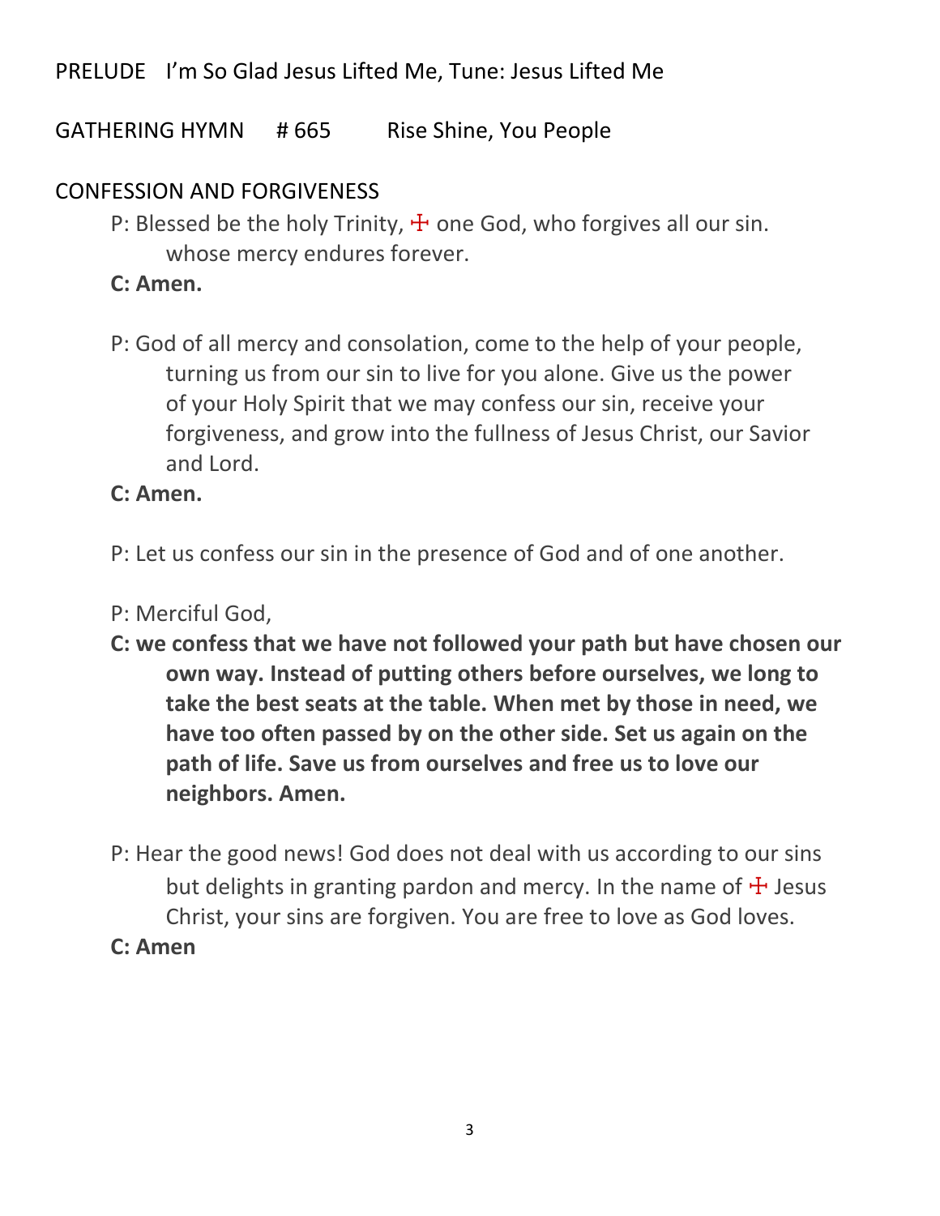PRELUDE I'm So Glad Jesus Lifted Me, Tune: Jesus Lifted Me

GATHERING HYMN # 665 Rise Shine, You People

CONFESSION AND FORGIVENESS

P: Blessed be the holy Trinity, ☩ one God, who forgives all our sin. whose mercy endures forever.

**C: Amen.**

P: God of all mercy and consolation, come to the help of your people, turning us from our sin to live for you alone. Give us the power of your Holy Spirit that we may confess our sin, receive your forgiveness, and grow into the fullness of Jesus Christ, our Savior and Lord.

**C: Amen.**

P: Let us confess our sin in the presence of God and of one another.

P: Merciful God,

**C: we confess that we have not followed your path but have chosen our own way. Instead of putting others before ourselves, we long to take the best seats at the table. When met by those in need, we have too often passed by on the other side. Set us again on the path of life. Save us from ourselves and free us to love our neighbors. Amen.**

P: Hear the good news! God does not deal with us according to our sins but delights in granting pardon and mercy. In the name of ☩ Jesus Christ, your sins are forgiven. You are free to love as God loves.

**C: Amen**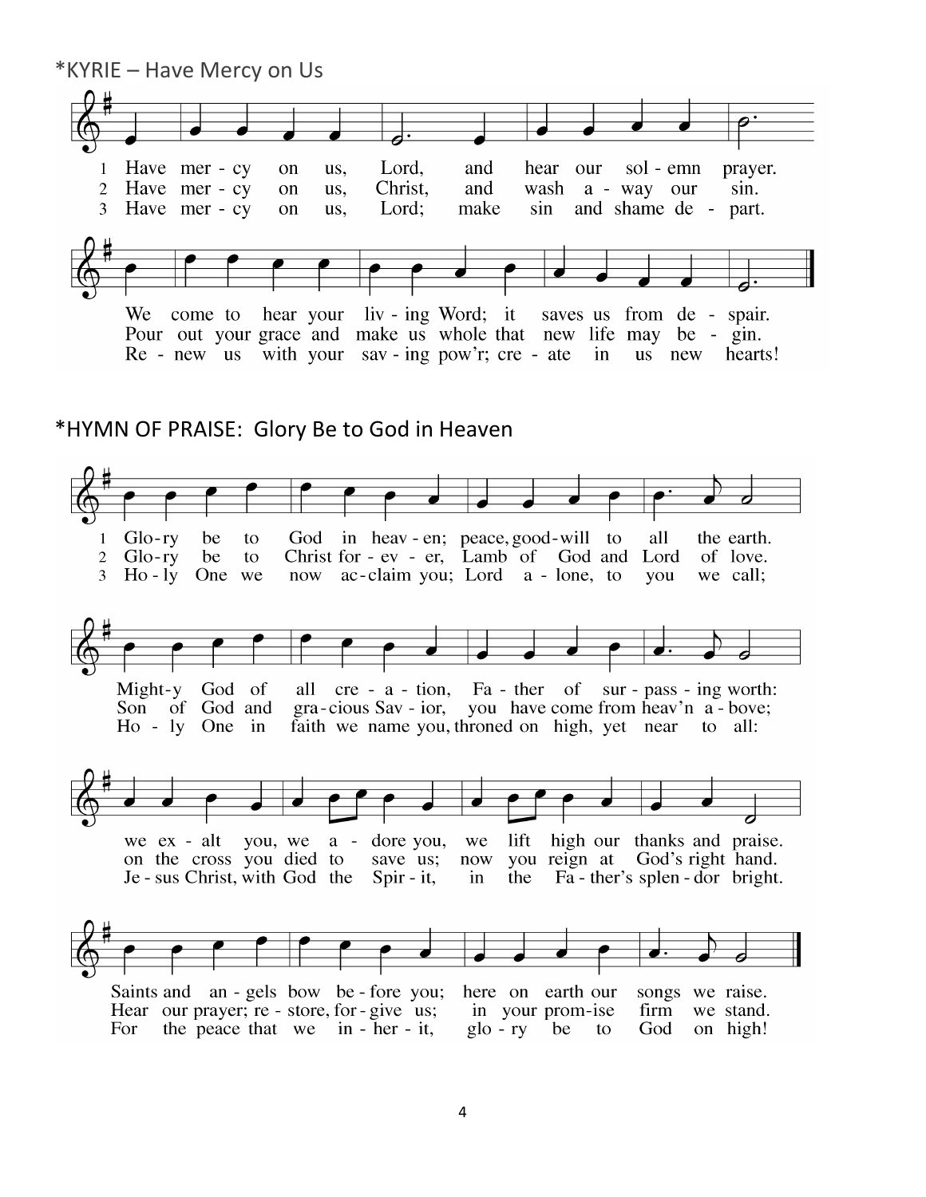*KYRIE – Have Mercy on Us

1 Have mer - cy on us, Lord, and hear our sol - emn prayer.
2 Have mer - cy on us, Christ, and wash a - way our sin.
3 Have mer - cy on us, Lord; make sin and shame de - part.

We come to hear your liv - ing Word; it saves us from de - spair.
Pour out your grace and make us whole that new life may be - gin.
Re - new us with your sav - ing pow'r; cre - ate in us new hearts!

*HYMN OF PRAISE: Glory Be to God in Heaven

1 Glo-ry be to God in heav - en; peace, good-will to all the earth.
2 Glo-ry be to Christ for - ev - er, Lamb of God and Lord of love.
3 Ho - ly One we now ac-claim you; Lord a - lone, to you we call;

Might-y God of all cre - a - tion, Fa - ther of sur - pass - ing worth:
Son of God and gra-cious Sav - ior, you have come from heav'n a - bove;
Ho - ly One in faith we name you, throned on high, yet near to all:

we ex - alt you, we a - dore you, we lift high our thanks and praise.
on the cross you died to save us; now you reign at God's right hand.
Je - sus Christ, with God the Spir - it, in the Fa - ther's splen - dor bright.

Saints and an - gels bow be - fore you; here on earth our songs we raise.
Hear our prayer; re - store, for - give us; in your prom-ise firm we stand.
For the peace that we in - her - it, glo - ry be to God on high!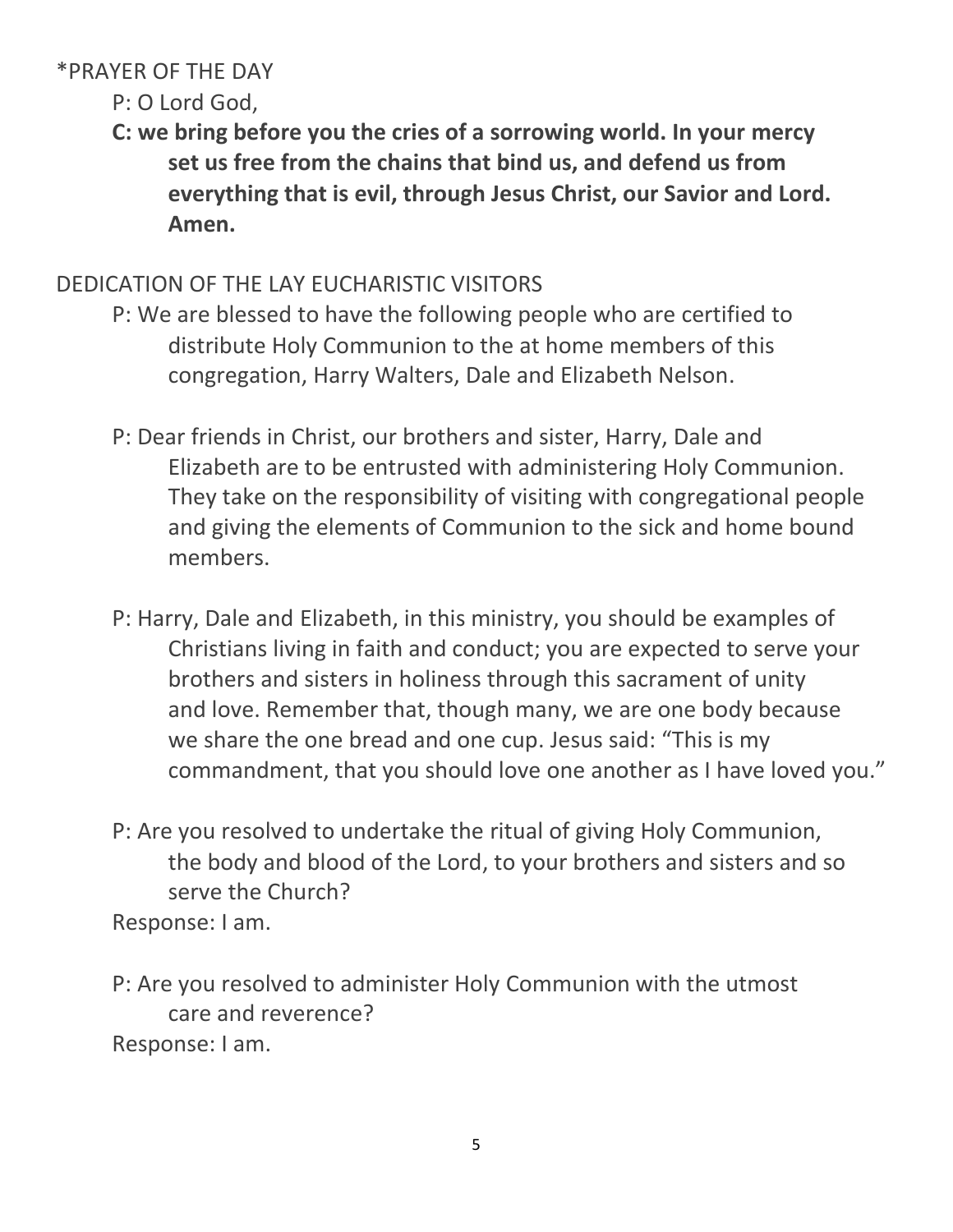\*PRAYER OF THE DAY

P: O Lord God,

**C: we bring before you the cries of a sorrowing world. In your mercy set us free from the chains that bind us, and defend us from everything that is evil, through Jesus Christ, our Savior and Lord. Amen.**

DEDICATION OF THE LAY EUCHARISTIC VISITORS

P: We are blessed to have the following people who are certified to distribute Holy Communion to the at home members of this congregation, Harry Walters, Dale and Elizabeth Nelson.

P: Dear friends in Christ, our brothers and sister, Harry, Dale and Elizabeth are to be entrusted with administering Holy Communion. They take on the responsibility of visiting with congregational people and giving the elements of Communion to the sick and home bound members.

P: Harry, Dale and Elizabeth, in this ministry, you should be examples of Christians living in faith and conduct; you are expected to serve your brothers and sisters in holiness through this sacrament of unity and love. Remember that, though many, we are one body because we share the one bread and one cup. Jesus said: "This is my commandment, that you should love one another as I have loved you."

P: Are you resolved to undertake the ritual of giving Holy Communion, the body and blood of the Lord, to your brothers and sisters and so serve the Church?

Response: I am.

P: Are you resolved to administer Holy Communion with the utmost care and reverence?

Response: I am.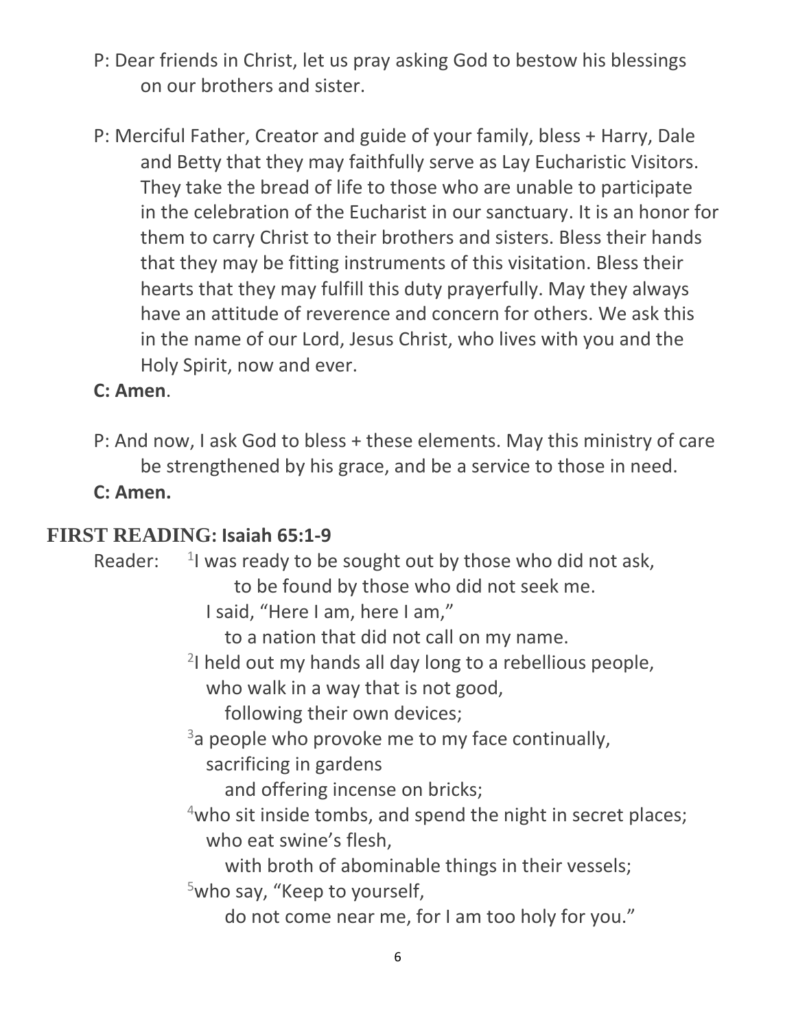P: Dear friends in Christ, let us pray asking God to bestow his blessings on our brothers and sister.

P: Merciful Father, Creator and guide of your family, bless + Harry, Dale and Betty that they may faithfully serve as Lay Eucharistic Visitors. They take the bread of life to those who are unable to participate in the celebration of the Eucharist in our sanctuary. It is an honor for them to carry Christ to their brothers and sisters. Bless their hands that they may be fitting instruments of this visitation. Bless their hearts that they may fulfill this duty prayerfully. May they always have an attitude of reverence and concern for others. We ask this in the name of our Lord, Jesus Christ, who lives with you and the Holy Spirit, now and ever.

**C: Amen**.

P: And now, I ask God to bless + these elements. May this ministry of care be strengthened by his grace, and be a service to those in need.

**C: Amen.**

## FIRST READING: Isaiah 65:1-9

Reader: [1]I was ready to be sought out by those who did not ask,
to be found by those who did not seek me.
I said, "Here I am, here I am,"
to a nation that did not call on my name.
[2]I held out my hands all day long to a rebellious people,
who walk in a way that is not good,
following their own devices;
[3]a people who provoke me to my face continually,
sacrificing in gardens
and offering incense on bricks;
[4]who sit inside tombs, and spend the night in secret places;
who eat swine's flesh,
with broth of abominable things in their vessels;
[5]who say, "Keep to yourself,
do not come near me, for I am too holy for you."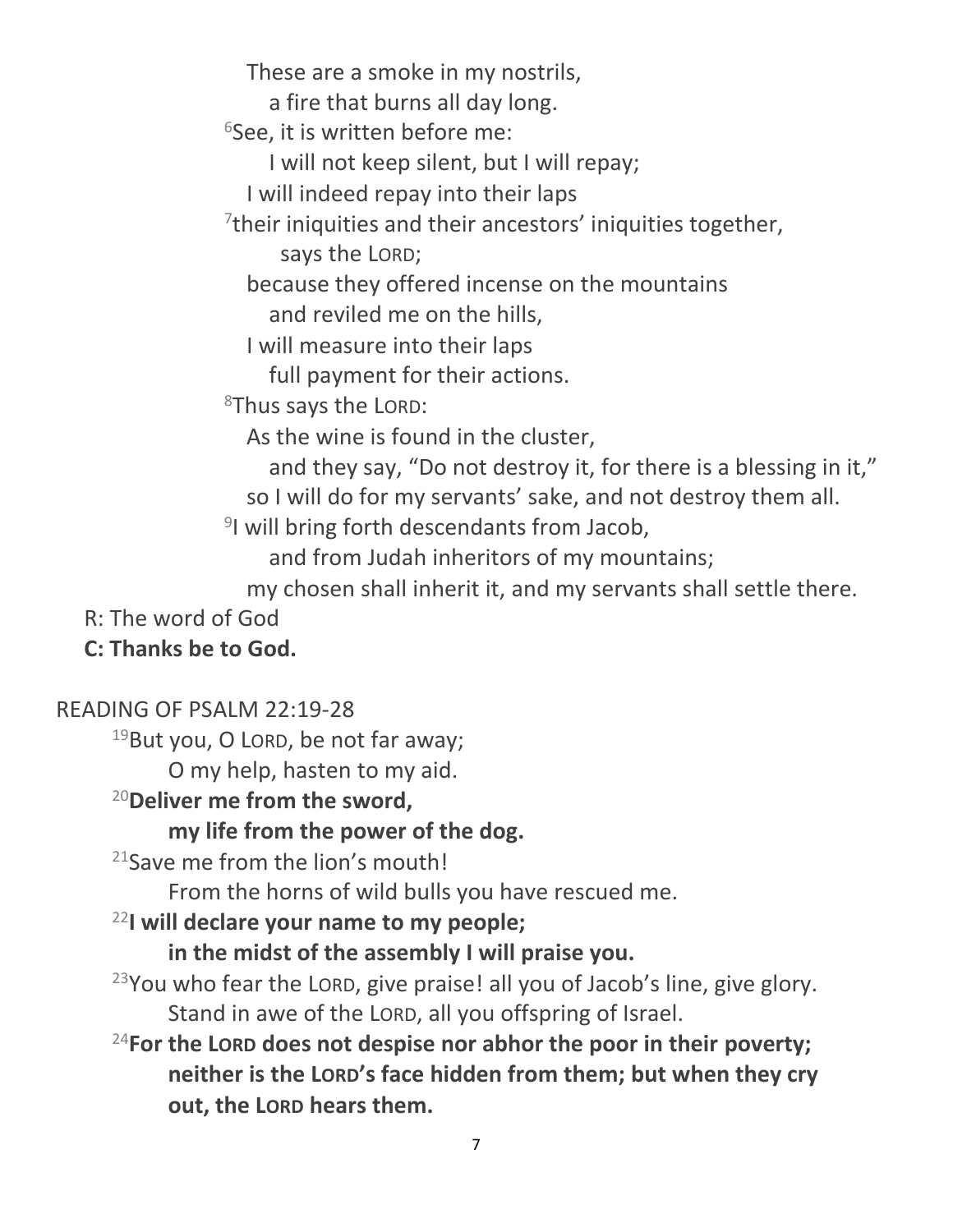These are a smoke in my nostrils,
a fire that burns all day long.
[6]See, it is written before me:
I will not keep silent, but I will repay;
I will indeed repay into their laps
[7]their iniquities and their ancestors' iniquities together,
says the LORD;
because they offered incense on the mountains
and reviled me on the hills,
I will measure into their laps
full payment for their actions.
[8]Thus says the LORD:
As the wine is found in the cluster,
and they say, "Do not destroy it, for there is a blessing in it,"
so I will do for my servants' sake, and not destroy them all.
[9]I will bring forth descendants from Jacob,
and from Judah inheritors of my mountains;
my chosen shall inherit it, and my servants shall settle there.

R: The word of God
**C: Thanks be to God.**

READING OF PSALM 22:19-28

[19]But you, O LORD, be not far away;
O my help, hasten to my aid.
[20]**Deliver me from the sword,**
**my life from the power of the dog.**
[21]Save me from the lion's mouth!
From the horns of wild bulls you have rescued me.
[22]**I will declare your name to my people;**
**in the midst of the assembly I will praise you.**
[23]You who fear the LORD, give praise! all you of Jacob's line, give glory.
Stand in awe of the LORD, all you offspring of Israel.
[24]**For the LORD does not despise nor abhor the poor in their poverty; neither is the LORD's face hidden from them; but when they cry out, the LORD hears them.**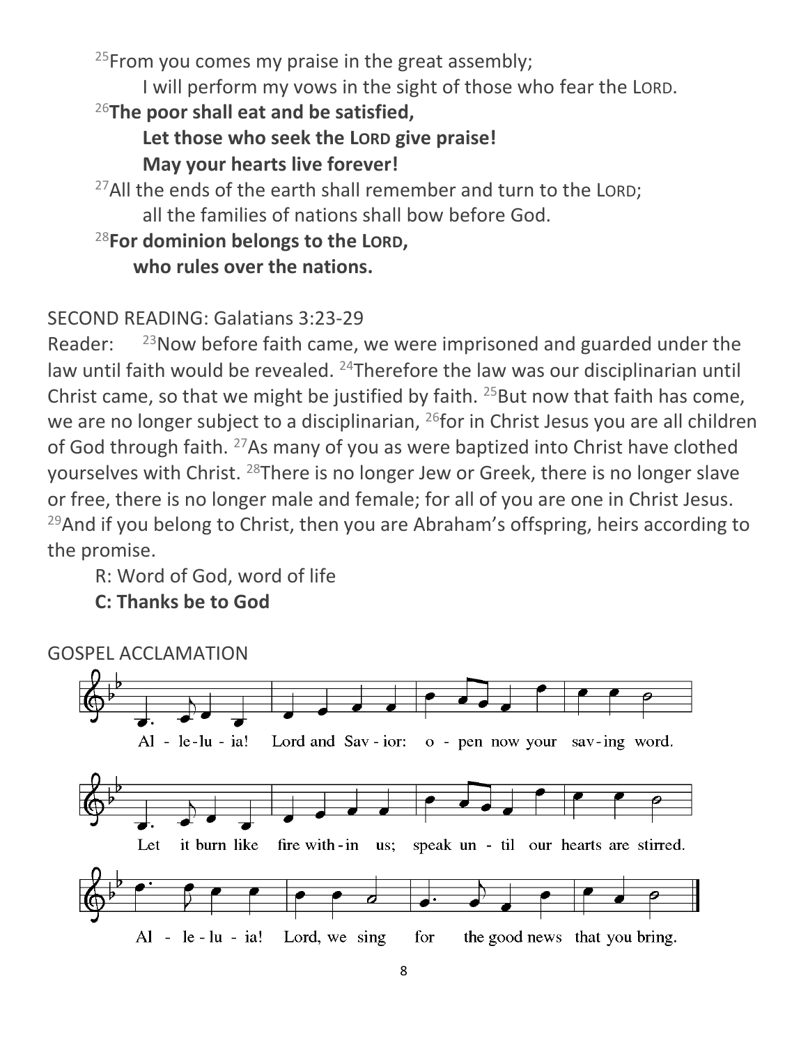[25]From you comes my praise in the great assembly;
I will perform my vows in the sight of those who fear the LORD.

**[26]The poor shall eat and be satisfied,**
**Let those who seek the LORD give praise!**
**May your hearts live forever!**

[27]All the ends of the earth shall remember and turn to the LORD;
all the families of nations shall bow before God.

**[28]For dominion belongs to the LORD,**
**who rules over the nations.**

SECOND READING: Galatians 3:23-29

Reader: [23]Now before faith came, we were imprisoned and guarded under the law until faith would be revealed. [24]Therefore the law was our disciplinarian until Christ came, so that we might be justified by faith. [25]But now that faith has come, we are no longer subject to a disciplinarian, [26]for in Christ Jesus you are all children of God through faith. [27]As many of you as were baptized into Christ have clothed yourselves with Christ. [28]There is no longer Jew or Greek, there is no longer slave or free, there is no longer male and female; for all of you are one in Christ Jesus. [29]And if you belong to Christ, then you are Abraham's offspring, heirs according to the promise.

R: Word of God, word of life
**C: Thanks be to God**

GOSPEL ACCLAMATION

Al - le-lu - ia! Lord and Sav - ior: o - pen now your sav-ing word.
Let it burn like fire with-in us; speak un - til our hearts are stirred.
Al - le - lu - ia! Lord, we sing for the good news that you bring.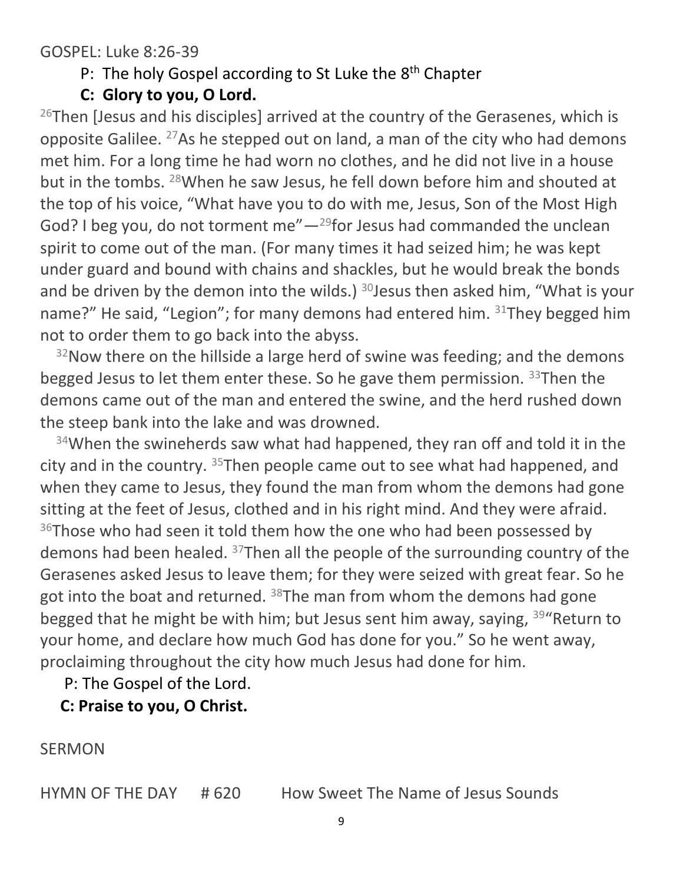GOSPEL: Luke 8:26-39

P: The holy Gospel according to St Luke the 8th Chapter

**C: Glory to you, O Lord.**

[26]Then [Jesus and his disciples] arrived at the country of the Gerasenes, which is opposite Galilee. [27]As he stepped out on land, a man of the city who had demons met him. For a long time he had worn no clothes, and he did not live in a house but in the tombs. [28]When he saw Jesus, he fell down before him and shouted at the top of his voice, "What have you to do with me, Jesus, Son of the Most High God? I beg you, do not torment me"—[29]for Jesus had commanded the unclean spirit to come out of the man. (For many times it had seized him; he was kept under guard and bound with chains and shackles, but he would break the bonds and be driven by the demon into the wilds.) [30]Jesus then asked him, "What is your name?" He said, "Legion"; for many demons had entered him. [31]They begged him not to order them to go back into the abyss.

[32]Now there on the hillside a large herd of swine was feeding; and the demons begged Jesus to let them enter these. So he gave them permission. [33]Then the demons came out of the man and entered the swine, and the herd rushed down the steep bank into the lake and was drowned.

[34]When the swineherds saw what had happened, they ran off and told it in the city and in the country. [35]Then people came out to see what had happened, and when they came to Jesus, they found the man from whom the demons had gone sitting at the feet of Jesus, clothed and in his right mind. And they were afraid. [36]Those who had seen it told them how the one who had been possessed by demons had been healed. [37]Then all the people of the surrounding country of the Gerasenes asked Jesus to leave them; for they were seized with great fear. So he got into the boat and returned. [38]The man from whom the demons had gone begged that he might be with him; but Jesus sent him away, saying, [39]"Return to your home, and declare how much God has done for you." So he went away, proclaiming throughout the city how much Jesus had done for him.

P: The Gospel of the Lord.

**C: Praise to you, O Christ.**

SERMON

HYMN OF THE DAY # 620 How Sweet The Name of Jesus Sounds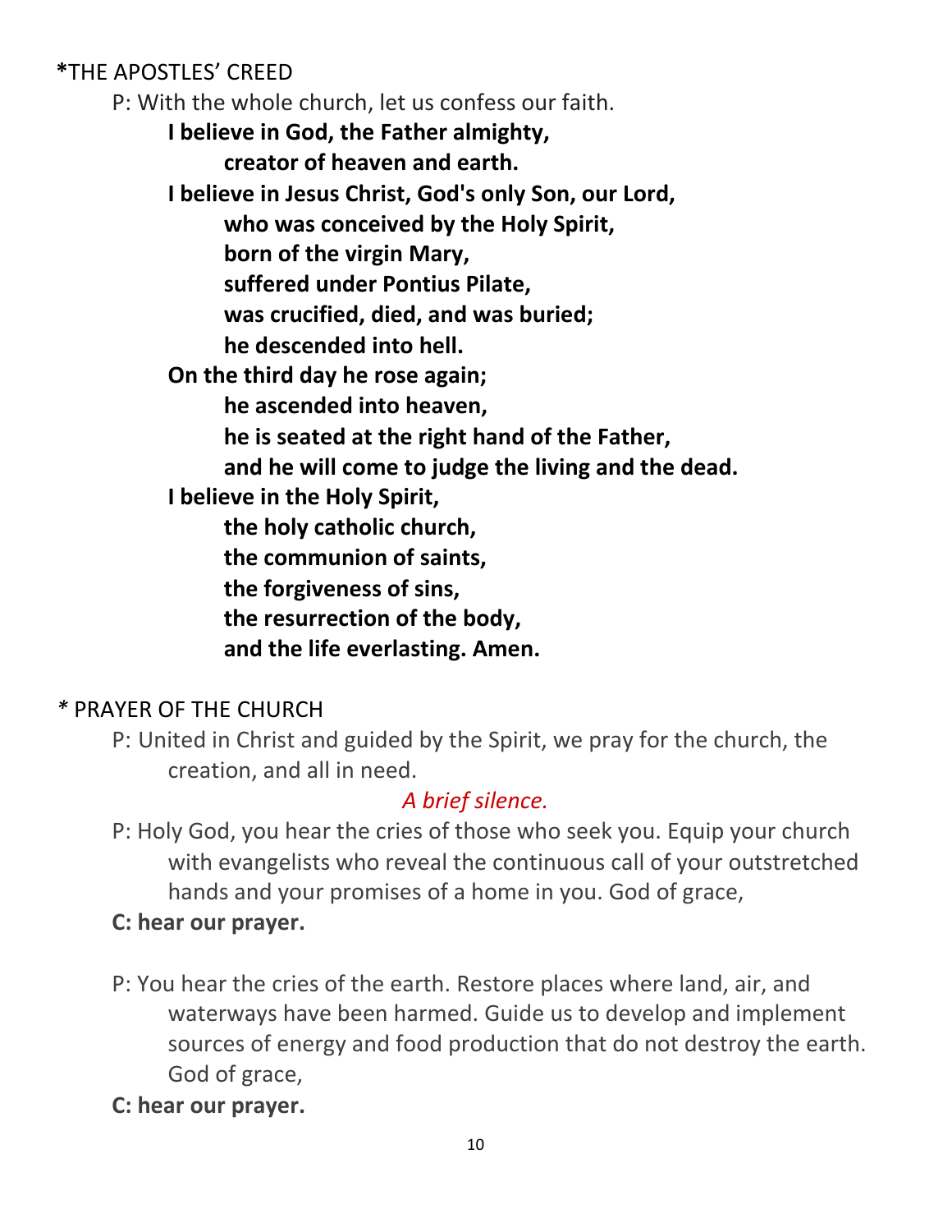## *THE APOSTLES' CREED

P: With the whole church, let us confess our faith.

**I believe in God, the Father almighty,**
**creator of heaven and earth.**
**I believe in Jesus Christ, God's only Son, our Lord,**
**who was conceived by the Holy Spirit,**
**born of the virgin Mary,**
**suffered under Pontius Pilate,**
**was crucified, died, and was buried;**
**he descended into hell.**
**On the third day he rose again;**
**he ascended into heaven,**
**he is seated at the right hand of the Father,**
**and he will come to judge the living and the dead.**
**I believe in the Holy Spirit,**
**the holy catholic church,**
**the communion of saints,**
**the forgiveness of sins,**
**the resurrection of the body,**
**and the life everlasting. Amen.**

## * PRAYER OF THE CHURCH

P: United in Christ and guided by the Spirit, we pray for the church, the creation, and all in need.

*A brief silence.*

P: Holy God, you hear the cries of those who seek you. Equip your church with evangelists who reveal the continuous call of your outstretched hands and your promises of a home in you. God of grace,

**C: hear our prayer.**

P: You hear the cries of the earth. Restore places where land, air, and waterways have been harmed. Guide us to develop and implement sources of energy and food production that do not destroy the earth. God of grace,

**C: hear our prayer.**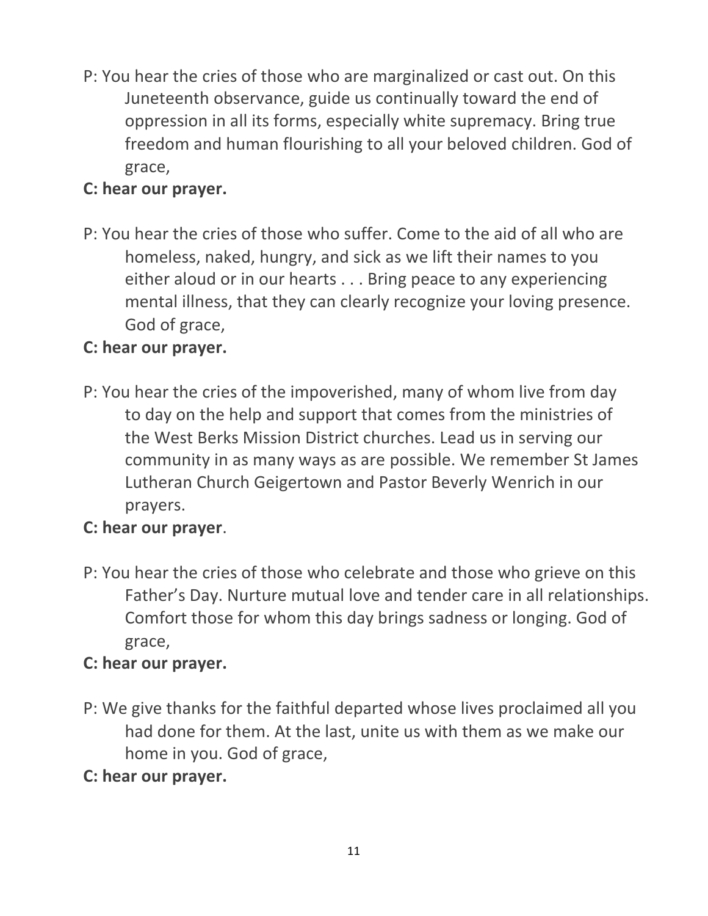P: You hear the cries of those who are marginalized or cast out. On this Juneteenth observance, guide us continually toward the end of oppression in all its forms, especially white supremacy. Bring true freedom and human flourishing to all your beloved children. God of grace,

**C: hear our prayer.**

P: You hear the cries of those who suffer. Come to the aid of all who are homeless, naked, hungry, and sick as we lift their names to you either aloud or in our hearts . . . Bring peace to any experiencing mental illness, that they can clearly recognize your loving presence. God of grace,

**C: hear our prayer.**

P: You hear the cries of the impoverished, many of whom live from day to day on the help and support that comes from the ministries of the West Berks Mission District churches. Lead us in serving our community in as many ways as are possible. We remember St James Lutheran Church Geigertown and Pastor Beverly Wenrich in our prayers.

**C: hear our prayer**.

P: You hear the cries of those who celebrate and those who grieve on this Father's Day. Nurture mutual love and tender care in all relationships. Comfort those for whom this day brings sadness or longing. God of grace,

**C: hear our prayer.**

P: We give thanks for the faithful departed whose lives proclaimed all you had done for them. At the last, unite us with them as we make our home in you. God of grace,

**C: hear our prayer.**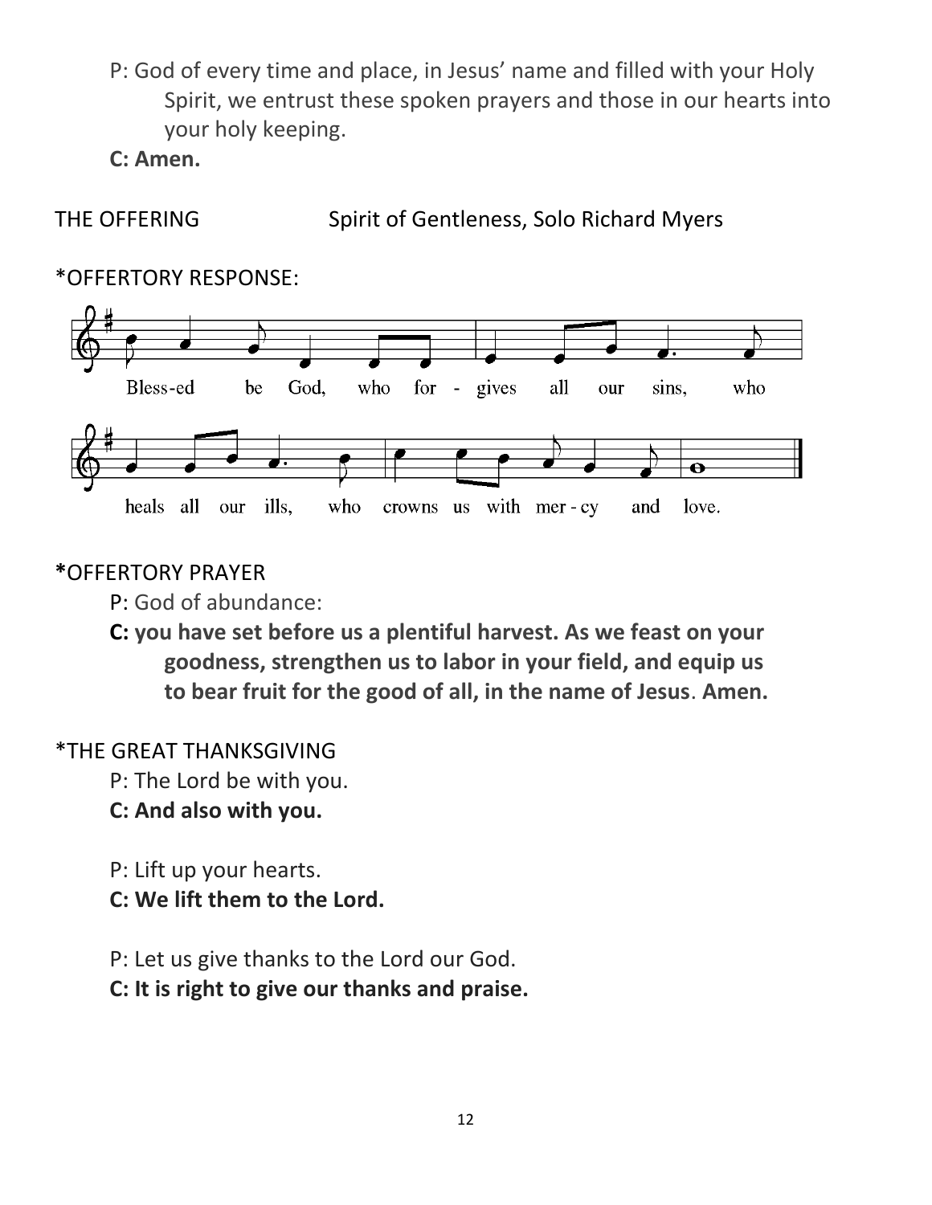P: God of every time and place, in Jesus' name and filled with your Holy Spirit, we entrust these spoken prayers and those in our hearts into your holy keeping.

**C: Amen.**

THE OFFERING Spirit of Gentleness, Solo Richard Myers

*OFFERTORY RESPONSE:

Bless-ed be God, who for - gives all our sins, who heals all our ills, who crowns us with mer - cy and love.

**\***OFFERTORY PRAYER

P: God of abundance:

**C: you have set before us a plentiful harvest. As we feast on your goodness, strengthen us to labor in your field, and equip us to bear fruit for the good of all, in the name of Jesus. Amen.**

*THE GREAT THANKSGIVING

P: The Lord be with you.

**C: And also with you.**

P: Lift up your hearts.

**C: We lift them to the Lord.**

P: Let us give thanks to the Lord our God.

**C: It is right to give our thanks and praise.**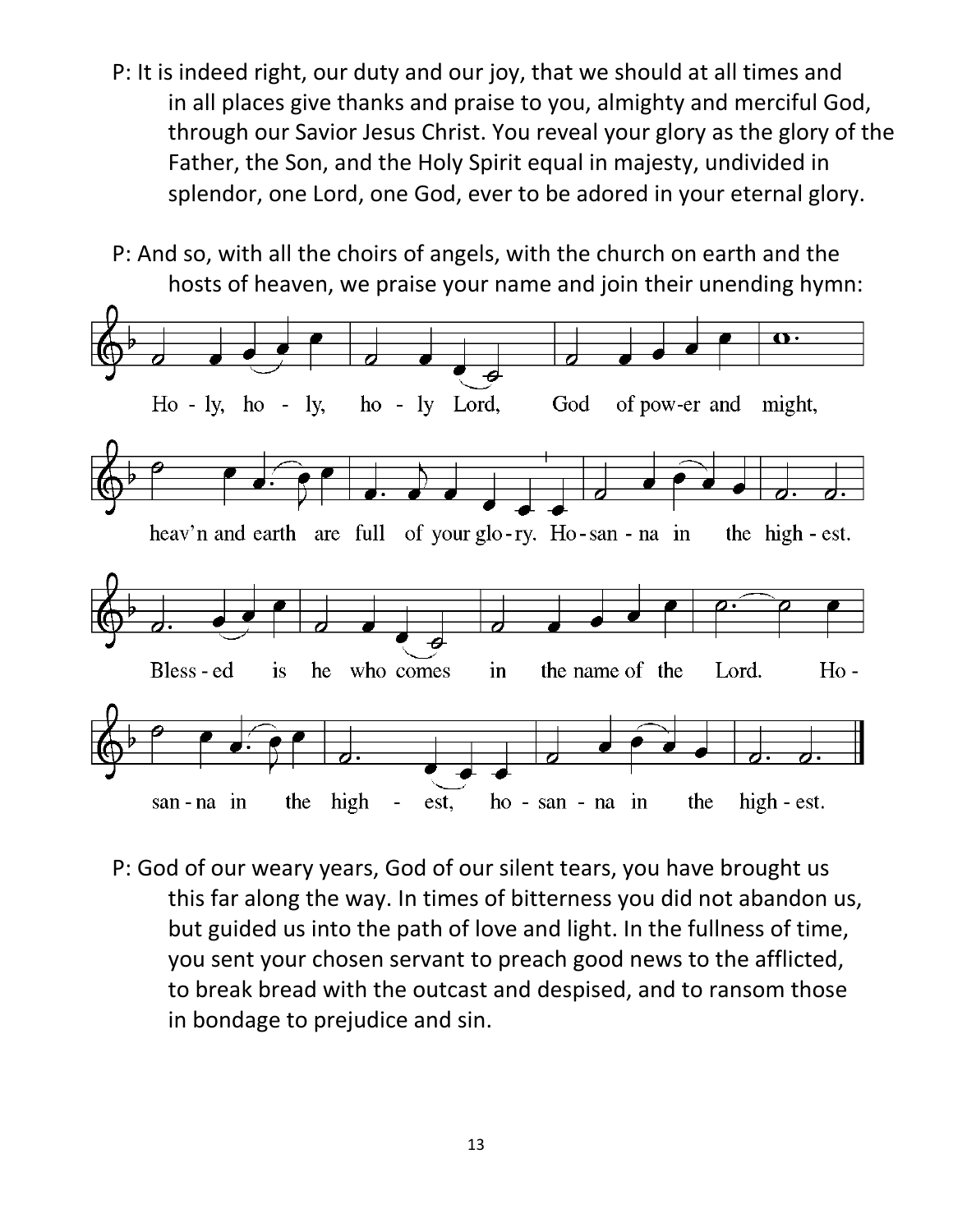P: It is indeed right, our duty and our joy, that we should at all times and in all places give thanks and praise to you, almighty and merciful God, through our Savior Jesus Christ. You reveal your glory as the glory of the Father, the Son, and the Holy Spirit equal in majesty, undivided in splendor, one Lord, one God, ever to be adored in your eternal glory.

P: And so, with all the choirs of angels, with the church on earth and the hosts of heaven, we praise your name and join their unending hymn:

Ho - ly, ho - ly, ho - ly Lord, God of pow-er and might,

heav'n and earth are full of your glo - ry. Ho - san - na in the high - est.

Bless - ed is he who comes in the name of the Lord. Ho -

san - na in the high - est, ho - san - na in the high - est.

P: God of our weary years, God of our silent tears, you have brought us this far along the way. In times of bitterness you did not abandon us, but guided us into the path of love and light. In the fullness of time, you sent your chosen servant to preach good news to the afflicted, to break bread with the outcast and despised, and to ransom those in bondage to prejudice and sin.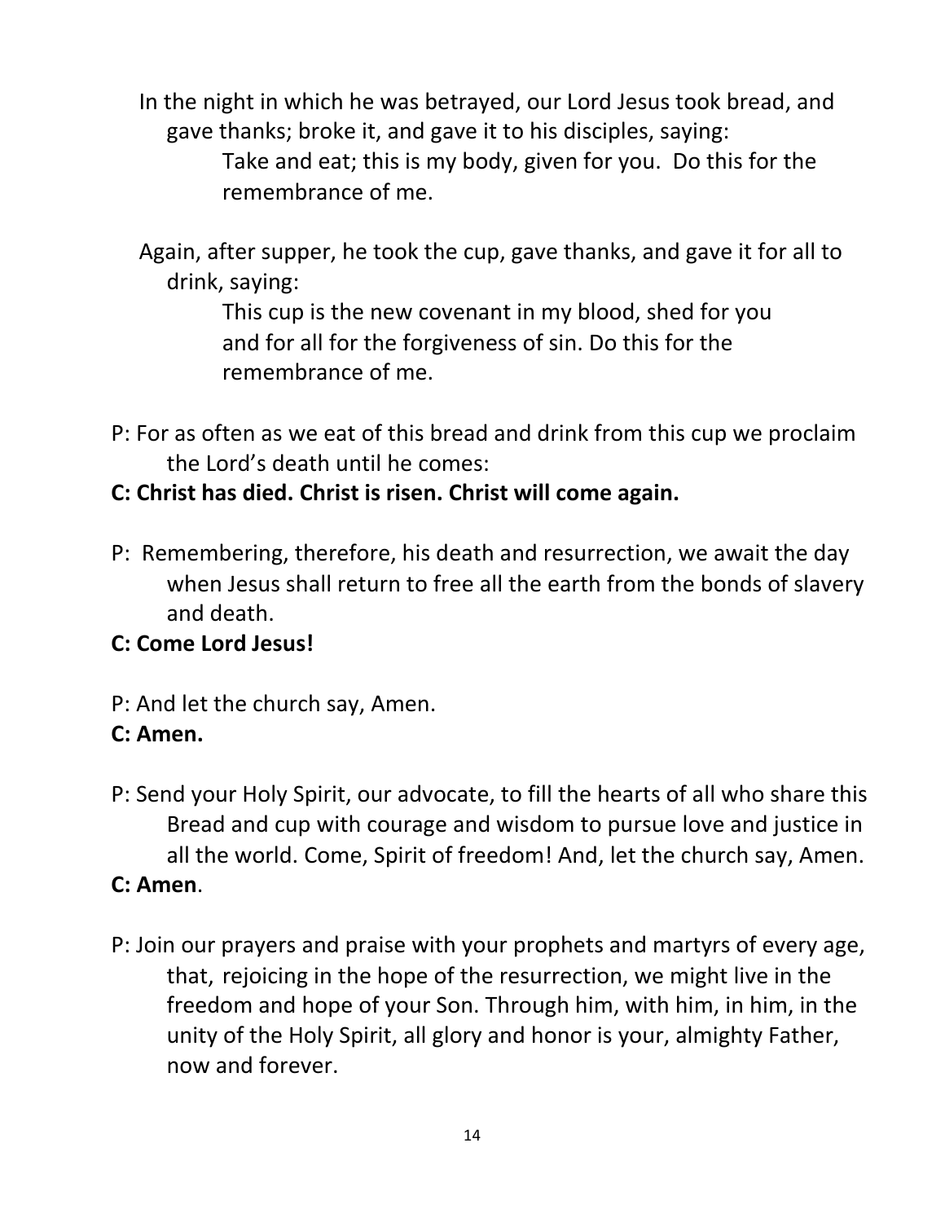In the night in which he was betrayed, our Lord Jesus took bread, and gave thanks; broke it, and gave it to his disciples, saying:

> Take and eat; this is my body, given for you. Do this for the remembrance of me.

Again, after supper, he took the cup, gave thanks, and gave it for all to drink, saying:

> This cup is the new covenant in my blood, shed for you and for all for the forgiveness of sin. Do this for the remembrance of me.

P: For as often as we eat of this bread and drink from this cup we proclaim the Lord's death until he comes:

**C: Christ has died. Christ is risen. Christ will come again.**

P: Remembering, therefore, his death and resurrection, we await the day when Jesus shall return to free all the earth from the bonds of slavery and death.

**C: Come Lord Jesus!**

P: And let the church say, Amen.

**C: Amen.**

P: Send your Holy Spirit, our advocate, to fill the hearts of all who share this Bread and cup with courage and wisdom to pursue love and justice in all the world. Come, Spirit of freedom! And, let the church say, Amen.

**C: Amen**.

P: Join our prayers and praise with your prophets and martyrs of every age, that, rejoicing in the hope of the resurrection, we might live in the freedom and hope of your Son. Through him, with him, in him, in the unity of the Holy Spirit, all glory and honor is your, almighty Father, now and forever.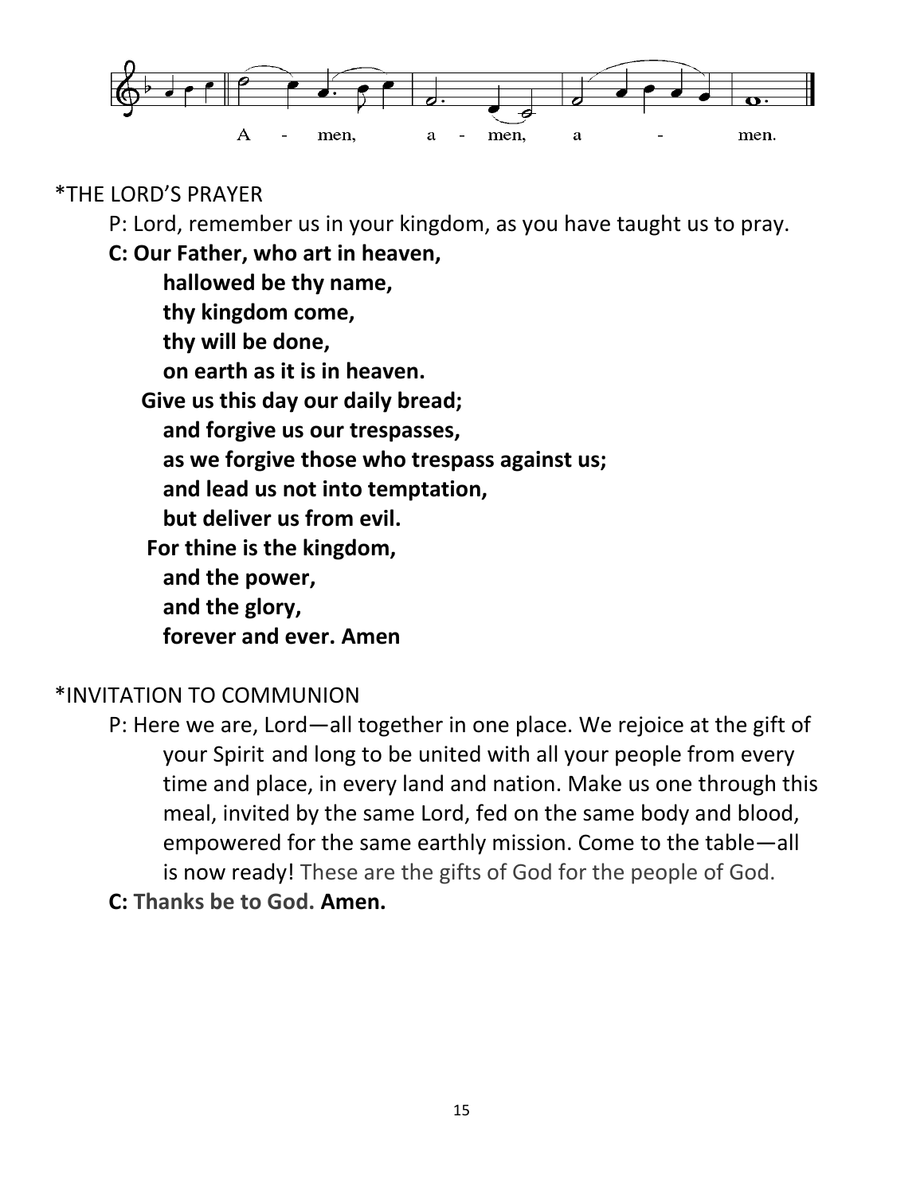A - men, a - men, a - men.

\*THE LORD'S PRAYER

P: Lord, remember us in your kingdom, as you have taught us to pray.

**C: Our Father, who art in heaven,**
**hallowed be thy name,**
**thy kingdom come,**
**thy will be done,**
**on earth as it is in heaven.**
**Give us this day our daily bread;**
**and forgive us our trespasses,**
**as we forgive those who trespass against us;**
**and lead us not into temptation,**
**but deliver us from evil.**
**For thine is the kingdom,**
**and the power,**
**and the glory,**
**forever and ever. Amen**

\*INVITATION TO COMMUNION

P: Here we are, Lord—all together in one place. We rejoice at the gift of your Spirit and long to be united with all your people from every time and place, in every land and nation. Make us one through this meal, invited by the same Lord, fed on the same body and blood, empowered for the same earthly mission. Come to the table—all is now ready! These are the gifts of God for the people of God.

**C: Thanks be to God. Amen.**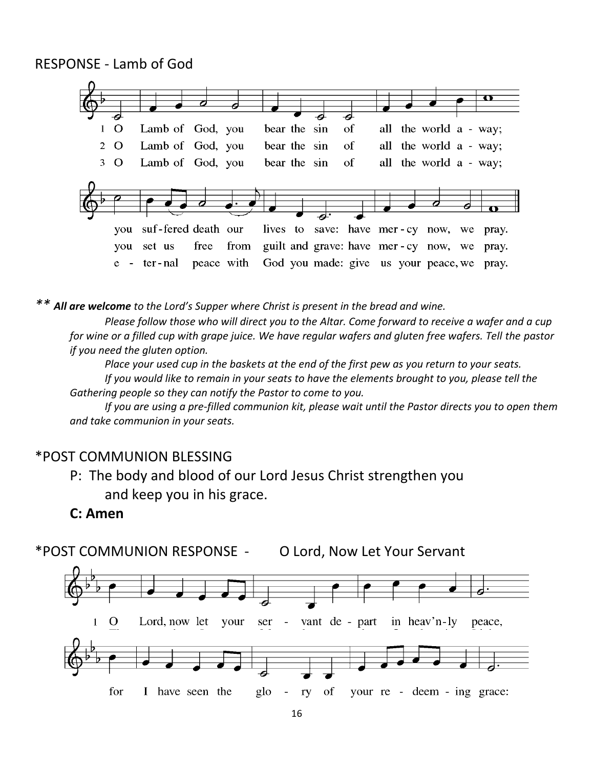RESPONSE - Lamb of God

1 O Lamb of God, you bear the sin of all the world a - way;
you suf - fered death our lives to save: have mer - cy now, we pray.

2 O Lamb of God, you bear the sin of all the world a - way;
you set us free from guilt and grave: have mer - cy now, we pray.

3 O Lamb of God, you bear the sin of all the world a - way;
e - ter - nal peace with God you made: give us your peace, we pray.

** ***All are welcome*** *to the Lord's Supper where Christ is present in the bread and wine.*

*Please follow those who will direct you to the Altar. Come forward to receive a wafer and a cup for wine or a filled cup with grape juice. We have regular wafers and gluten free wafers. Tell the pastor if you need the gluten option.*

*Place your used cup in the baskets at the end of the first pew as you return to your seats.*

*If you would like to remain in your seats to have the elements brought to you, please tell the Gathering people so they can notify the Pastor to come to you.*

*If you are using a pre-filled communion kit, please wait until the Pastor directs you to open them and take communion in your seats.*

*POST COMMUNION BLESSING

P: The body and blood of our Lord Jesus Christ strengthen you and keep you in his grace.

**C: Amen**

*POST COMMUNION RESPONSE - O Lord, Now Let Your Servant

1 O Lord, now let your ser - vant de - part in heav'n - ly peace,
for I have seen the glo - ry of your re - deem - ing grace: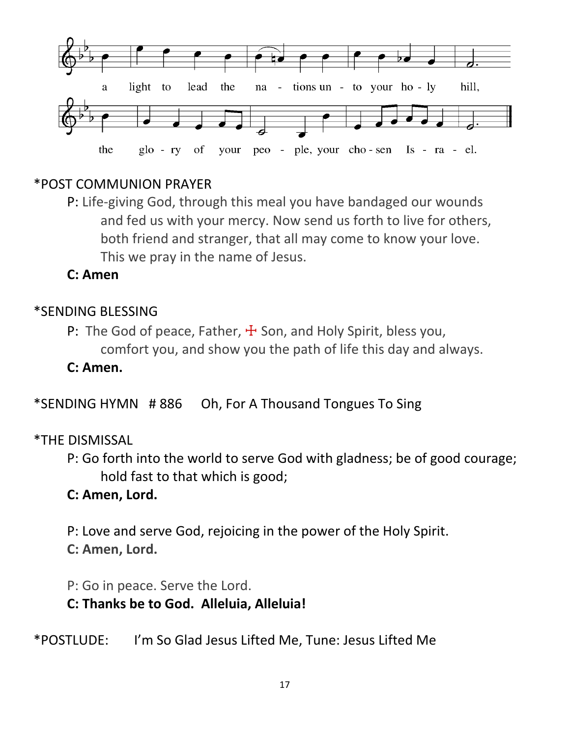a light to lead the na - tions un - to your ho - ly hill,

the glo - ry of your peo - ple, your cho - sen Is - ra - el.

*POST COMMUNION PRAYER

P: Life-giving God, through this meal you have bandaged our wounds and fed us with your mercy. Now send us forth to live for others, both friend and stranger, that all may come to know your love. This we pray in the name of Jesus.

**C: Amen**

*SENDING BLESSING

P: The God of peace, Father, ☩ Son, and Holy Spirit, bless you, comfort you, and show you the path of life this day and always.

**C: Amen.**

*SENDING HYMN # 886 Oh, For A Thousand Tongues To Sing

*THE DISMISSAL

P: Go forth into the world to serve God with gladness; be of good courage; hold fast to that which is good;

**C: Amen, Lord.**

P: Love and serve God, rejoicing in the power of the Holy Spirit.

**C: Amen, Lord.**

P: Go in peace. Serve the Lord.

**C: Thanks be to God. Alleluia, Alleluia!**

*POSTLUDE: I'm So Glad Jesus Lifted Me, Tune: Jesus Lifted Me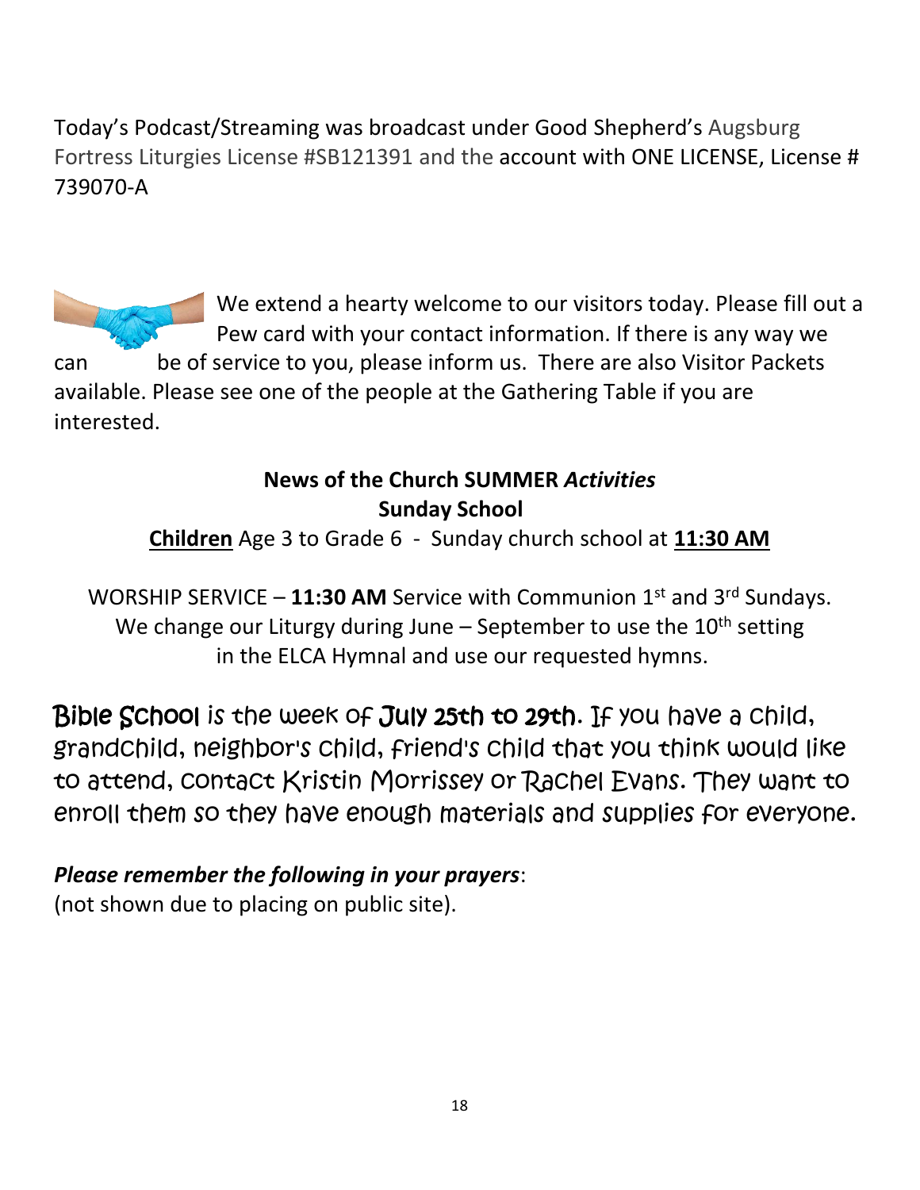Today's Podcast/Streaming was broadcast under Good Shepherd's Augsburg Fortress Liturgies License #SB121391 and the account with ONE LICENSE, License # 739070-A

We extend a hearty welcome to our visitors today. Please fill out a Pew card with your contact information. If there is any way we can be of service to you, please inform us. There are also Visitor Packets available. Please see one of the people at the Gathering Table if you are interested.

**News of the Church SUMMER *Activities***

**Sunday School**

**<u>Children</u>** Age 3 to Grade 6 - Sunday church school at **<u>11:30 AM</u>**

WORSHIP SERVICE – **11:30 AM** Service with Communion 1st and 3rd Sundays. We change our Liturgy during June – September to use the 10th setting in the ELCA Hymnal and use our requested hymns.

**Bible School** is the week of **July 25th to 29th**. If you have a child, grandchild, neighbor's child, friend's child that you think would like to attend, contact Kristin Morrissey or Rachel Evans. They want to enroll them so they have enough materials and supplies for everyone.

***Please remember the following in your prayers***:
(not shown due to placing on public site).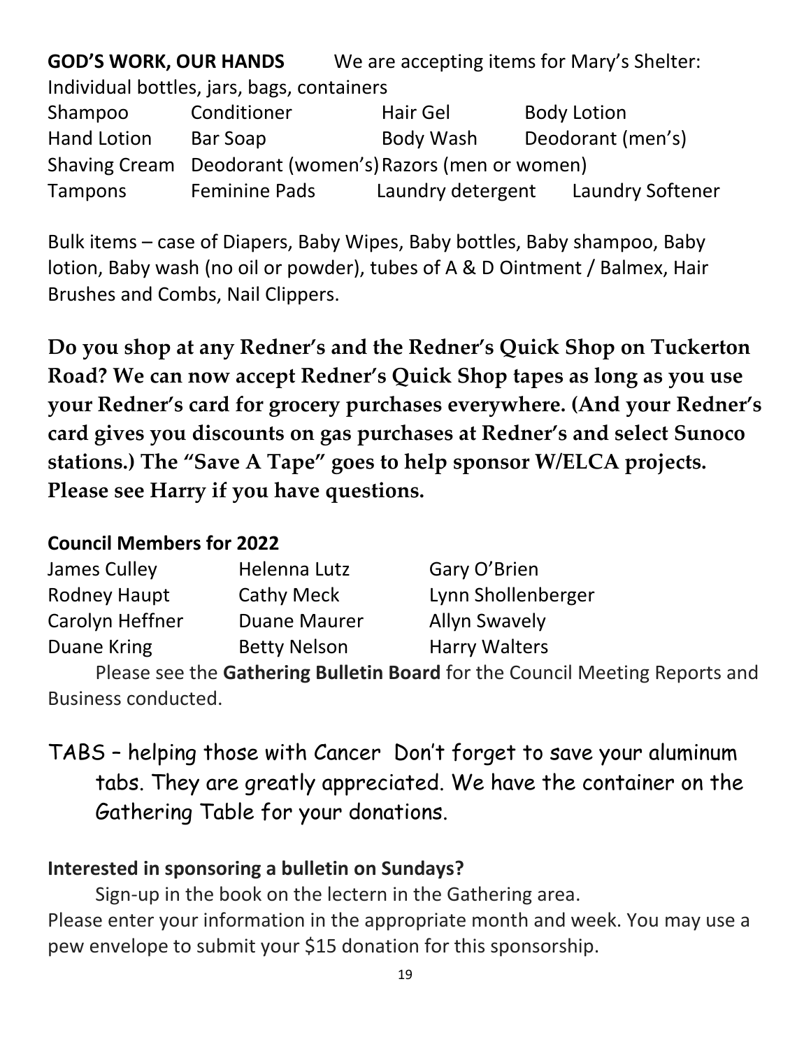**GOD'S WORK, OUR HANDS** We are accepting items for Mary's Shelter:

Individual bottles, jars, bags, containers

| | | | |
|---|---|---|---|
| Shampoo | Conditioner | Hair Gel | Body Lotion |
| Hand Lotion | Bar Soap | Body Wash | Deodorant (men's) |
| Shaving Cream | Deodorant (women's) | Razors (men or women) | |
| Tampons | Feminine Pads | Laundry detergent | Laundry Softener |

Bulk items – case of Diapers, Baby Wipes, Baby bottles, Baby shampoo, Baby lotion, Baby wash (no oil or powder), tubes of A & D Ointment / Balmex, Hair Brushes and Combs, Nail Clippers.

**Do you shop at any Redner's and the Redner's Quick Shop on Tuckerton Road? We can now accept Redner's Quick Shop tapes as long as you use your Redner's card for grocery purchases everywhere. (And your Redner's card gives you discounts on gas purchases at Redner's and select Sunoco stations.) The "Save A Tape" goes to help sponsor W/ELCA projects. Please see Harry if you have questions.**

**Council Members for 2022**

| | | |
|---|---|---|
| James Culley | Helenna Lutz | Gary O'Brien |
| Rodney Haupt | Cathy Meck | Lynn Shollenberger |
| Carolyn Heffner | Duane Maurer | Allyn Swavely |
| Duane Kring | Betty Nelson | Harry Walters |

Please see the **Gathering Bulletin Board** for the Council Meeting Reports and Business conducted.

TABS – helping those with Cancer Don't forget to save your aluminum tabs. They are greatly appreciated. We have the container on the Gathering Table for your donations.

**Interested in sponsoring a bulletin on Sundays?**

Sign-up in the book on the lectern in the Gathering area. Please enter your information in the appropriate month and week. You may use a pew envelope to submit your $15 donation for this sponsorship.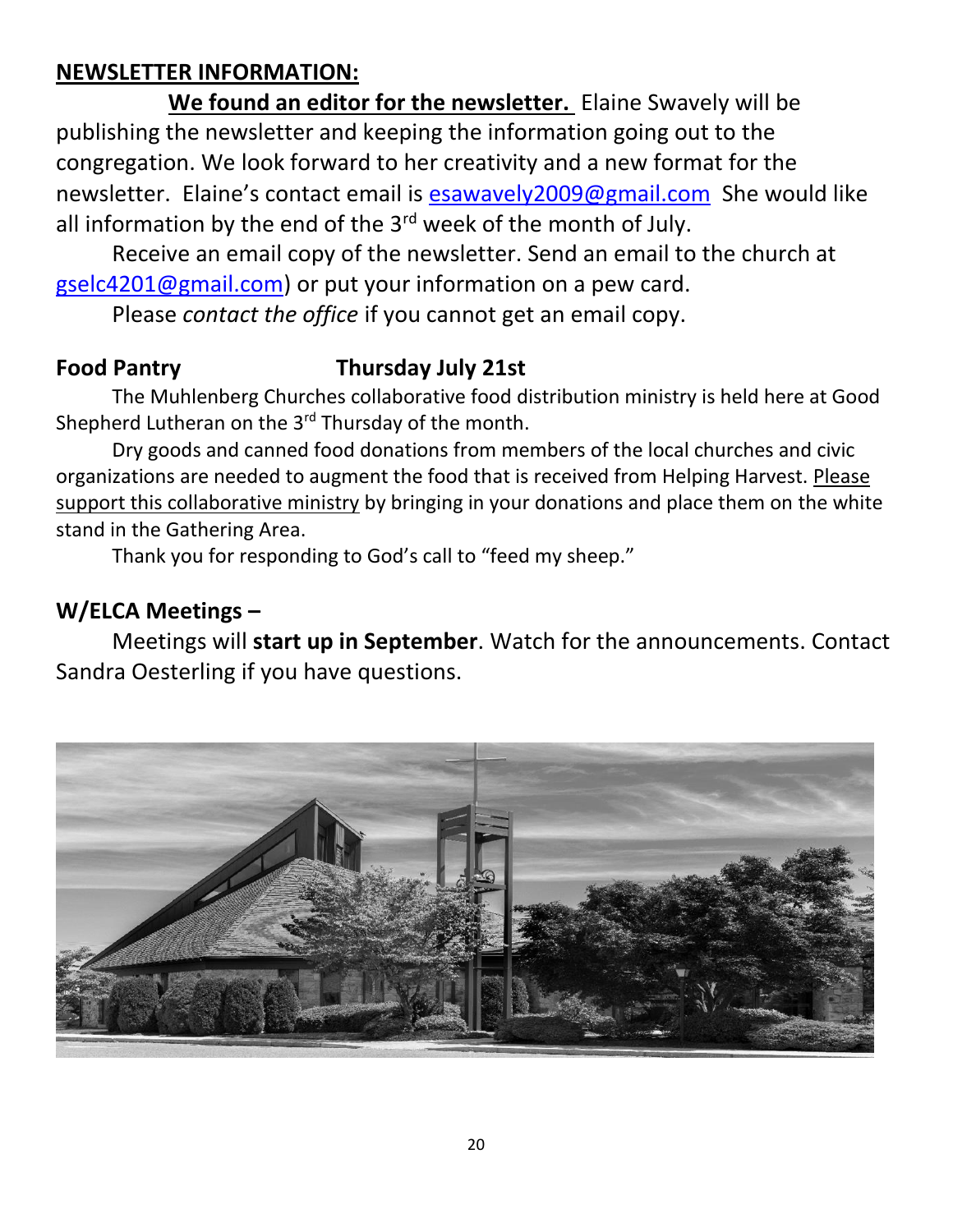## NEWSLETTER INFORMATION:

**We found an editor for the newsletter.** Elaine Swavely will be publishing the newsletter and keeping the information going out to the congregation. We look forward to her creativity and a new format for the newsletter. Elaine's contact email is esawavely2009@gmail.com She would like all information by the end of the 3rd week of the month of July.

Receive an email copy of the newsletter. Send an email to the church at gselc4201@gmail.com) or put your information on a pew card.

Please *contact the office* if you cannot get an email copy.

## Food Pantry Thursday July 21st

The Muhlenberg Churches collaborative food distribution ministry is held here at Good Shepherd Lutheran on the 3rd Thursday of the month.

Dry goods and canned food donations from members of the local churches and civic organizations are needed to augment the food that is received from Helping Harvest. Please support this collaborative ministry by bringing in your donations and place them on the white stand in the Gathering Area.

Thank you for responding to God's call to "feed my sheep."

## W/ELCA Meetings –

Meetings will **start up in September**. Watch for the announcements. Contact Sandra Oesterling if you have questions.